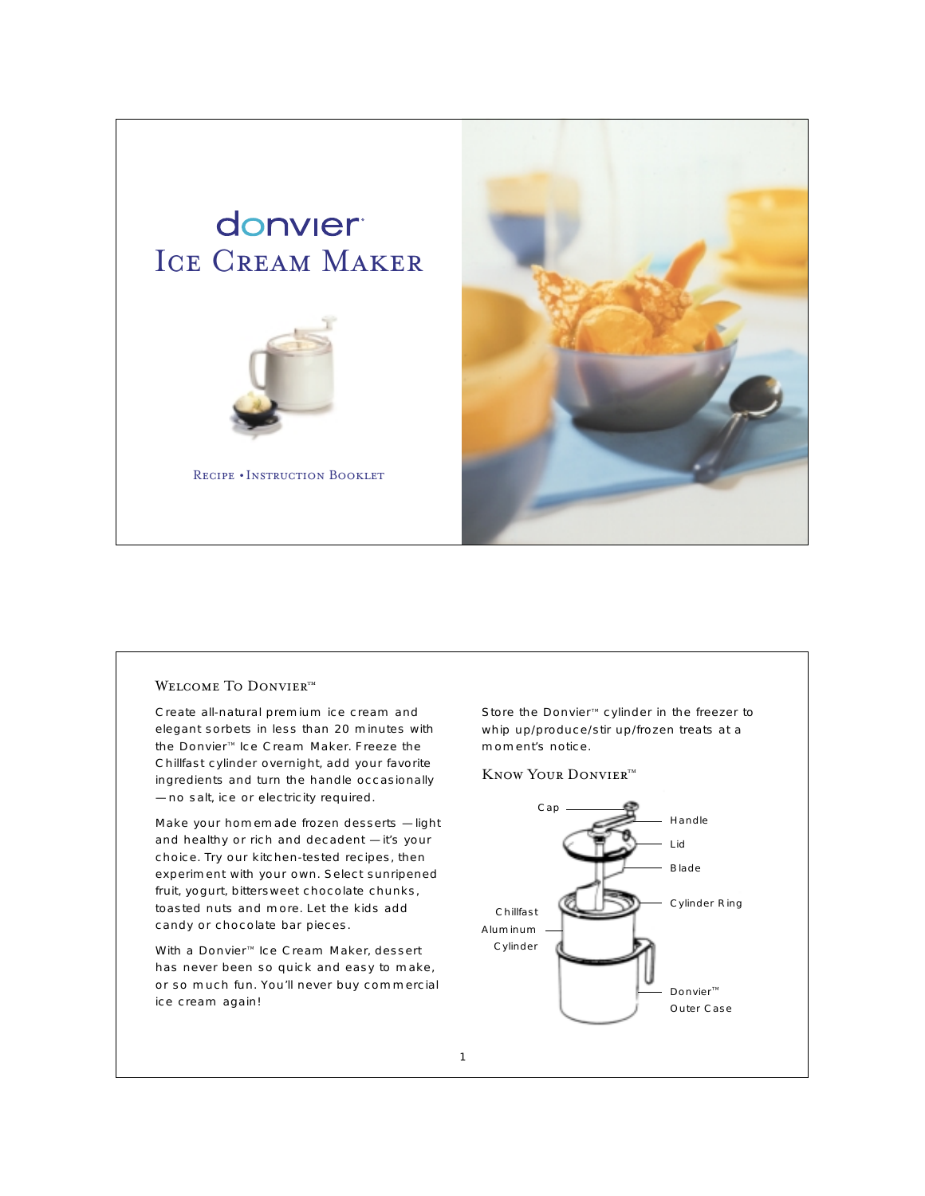# donvier

# Ice Cream Maker

Recipe • Instruction Booklet

## Welcome To Donvier™

Create all-natural premium ice cream and elegant sorbets in less than 20 minutes with the Donvier™ Ice Cream Maker. Freeze the Chillfast cylinder overnight, add your favorite ingredients and turn the handle occasionally — no salt, ice or electricity required.

Make your homemade frozen desserts — light and healthy or rich and decadent — it's your choice. Try our kitchen-tested recipes, then experiment with your own. Select sunripened fruit, yogurt, bittersweet chocolate chunks, toasted nuts and more. Let the kids add candy or chocolate bar pieces.

With a Donvier™ Ice Cream Maker, dessert has never been so quick and easy to make, or so much fun. You'll never buy commercial ice cream again!

Store the Donvier™ cylinder in the freezer to whip up/produce/stir up/frozen treats at a moment's notice.

## Know Your Donvier™

- Cap
- Handle
- Lid
- Blade
- Cylinder Ring
- Chillfast Aluminum Cylinder
- Donvier™ Outer Case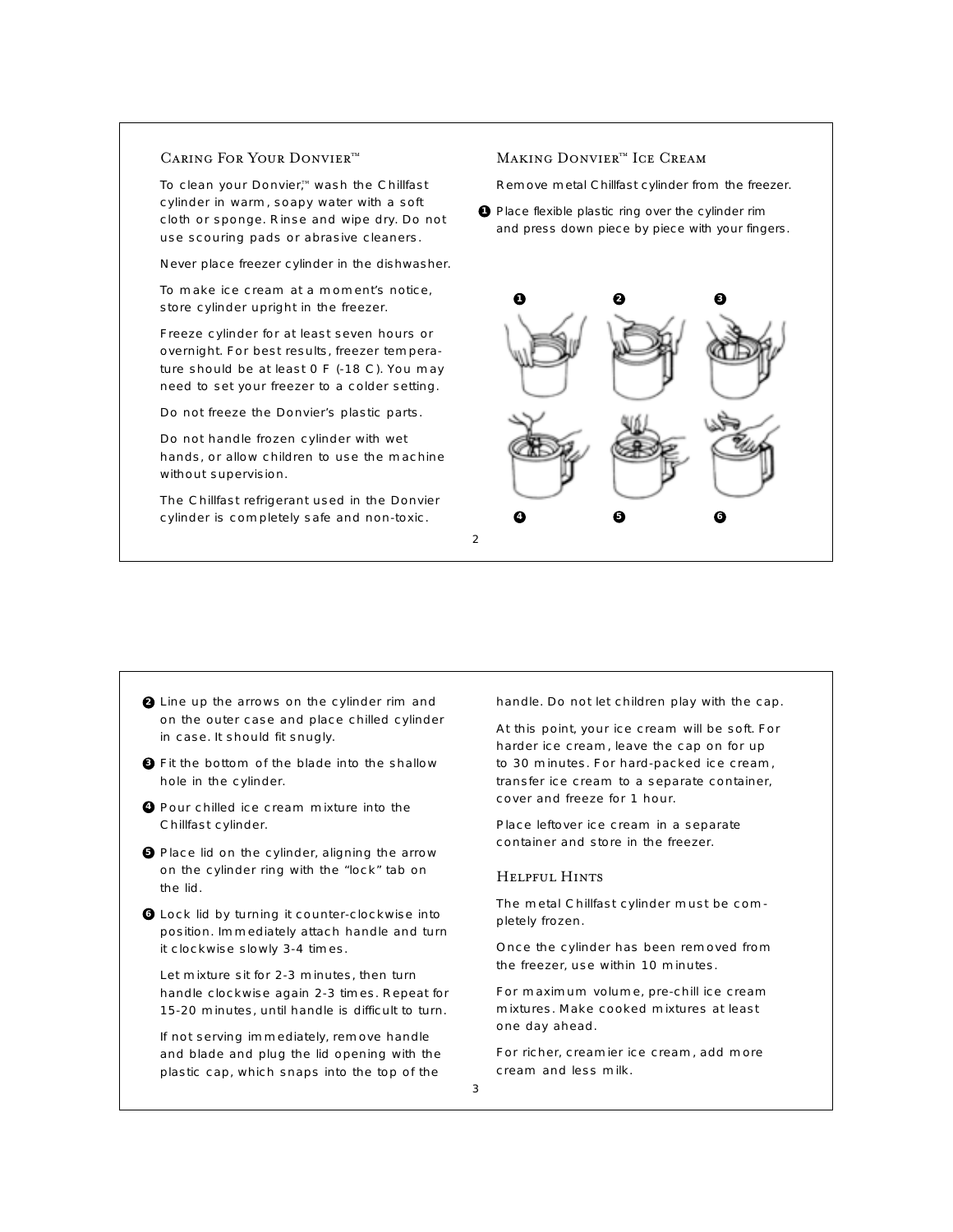## Caring For Your Donvier™

To clean your Donvier,™ wash the Chillfast cylinder in warm, soapy water with a soft cloth or sponge. Rinse and wipe dry. Do not use scouring pads or abrasive cleaners.

Never place freezer cylinder in the dishwasher.

To make ice cream at a moment's notice, store cylinder upright in the freezer.

Freeze cylinder for at least seven hours or overnight. For best results, freezer temperature should be at least 0 F (-18 C). You may need to set your freezer to a colder setting.

Do not freeze the Donvier's plastic parts.

Do not handle frozen cylinder with wet hands, or allow children to use the machine without supervision.

The Chillfast refrigerant used in the Donvier cylinder is completely safe and non-toxic.

## Making Donvier™ Ice Cream

Remove metal Chillfast cylinder from the freezer.

1. Place flexible plastic ring over the cylinder rim and press down piece by piece with your fingers.
2. Line up the arrows on the cylinder rim and on the outer case and place chilled cylinder in case. It should fit snugly.
3. Fit the bottom of the blade into the shallow hole in the cylinder.
4. Pour chilled ice cream mixture into the Chillfast cylinder.
5. Place lid on the cylinder, aligning the arrow on the cylinder ring with the "lock" tab on the lid.
6. Lock lid by turning it counter-clockwise into position. Immediately attach handle and turn it clockwise slowly 3-4 times.

   Let mixture sit for 2-3 minutes, then turn handle clockwise again 2-3 times. Repeat for 15-20 minutes, until handle is difficult to turn.

   If not serving immediately, remove handle and blade and plug the lid opening with the plastic cap, which snaps into the top of the handle. Do not let children play with the cap.

At this point, your ice cream will be soft. For harder ice cream, leave the cap on for up to 30 minutes. For hard-packed ice cream, transfer ice cream to a separate container, cover and freeze for 1 hour.

Place leftover ice cream in a separate container and store in the freezer.

## Helpful Hints

The metal Chillfast cylinder must be completely frozen.

Once the cylinder has been removed from the freezer, use within 10 minutes.

For maximum volume, pre-chill ice cream mixtures. Make cooked mixtures at least one day ahead.

For richer, creamier ice cream, add more cream and less milk.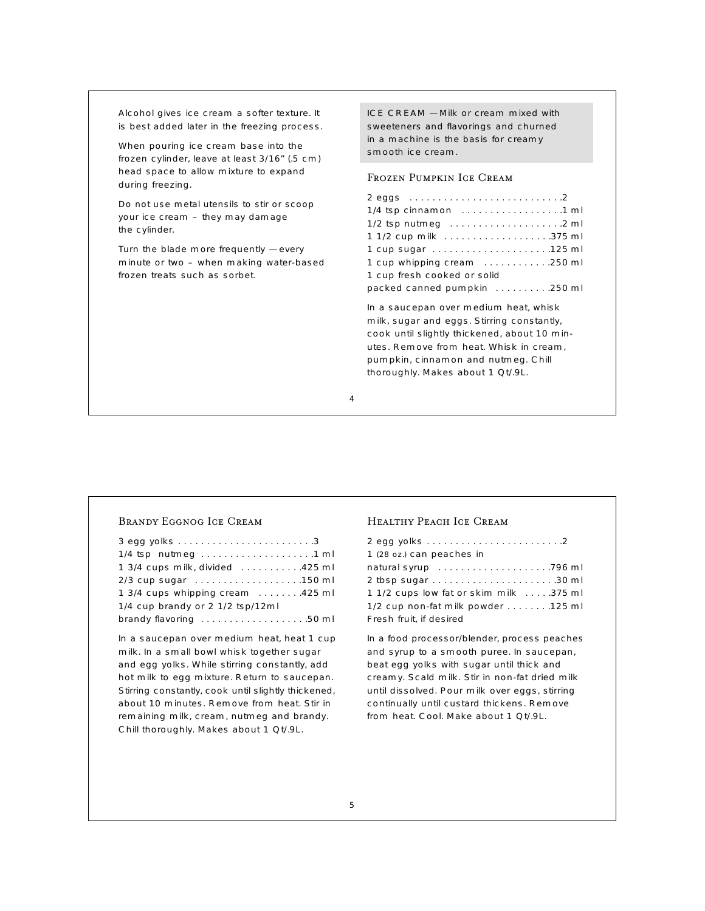Alcohol gives ice cream a softer texture. It is best added later in the freezing process.

When pouring ice cream base into the frozen cylinder, leave at least 3/16" (.5 cm) head space to allow mixture to expand during freezing.

Do not use metal utensils to stir or scoop your ice cream – they may damage the cylinder.

Turn the blade more frequently — every minute or two – when making water-based frozen treats such as sorbet.

ICE CREAM — Milk or cream mixed with sweeteners and flavorings and churned in a machine is the basis for creamy smooth ice cream.

## Frozen Pumpkin Ice Cream

2 eggs . . . . . . . . . . . . . . . . . . . . . . . . . . .2
1/4 tsp cinnamon . . . . . . . . . . . . . . . . . .1 ml
1/2 tsp nutmeg . . . . . . . . . . . . . . . . . . . .2 ml
1 1/2 cup milk . . . . . . . . . . . . . . . . . . .375 ml
1 cup sugar . . . . . . . . . . . . . . . . . . . . .125 ml
1 cup whipping cream . . . . . . . . . . . .250 ml
1 cup fresh cooked or solid
packed canned pumpkin . . . . . . . . . .250 ml

In a saucepan over medium heat, whisk milk, sugar and eggs. Stirring constantly, cook until slightly thickened, about 10 minutes. Remove from heat. Whisk in cream, pumpkin, cinnamon and nutmeg. Chill thoroughly. Makes about 1 Qt/.9L.

## Brandy Eggnog Ice Cream

3 egg yolks . . . . . . . . . . . . . . . . . . . . . . . .3
1/4 tsp nutmeg . . . . . . . . . . . . . . . . . . . .1 ml
1 3/4 cups milk, divided . . . . . . . . . . .425 ml
2/3 cup sugar . . . . . . . . . . . . . . . . . . .150 ml
1 3/4 cups whipping cream . . . . . . . .425 ml
1/4 cup brandy or 2 1/2 tsp/12ml
brandy flavoring . . . . . . . . . . . . . . . . . . .50 ml

In a saucepan over medium heat, heat 1 cup milk. In a small bowl whisk together sugar and egg yolks. While stirring constantly, add hot milk to egg mixture. Return to saucepan. Stirring constantly, cook until slightly thickened, about 10 minutes. Remove from heat. Stir in remaining milk, cream, nutmeg and brandy. Chill thoroughly. Makes about 1 Qt/.9L.

## Healthy Peach Ice Cream

2 egg yolks . . . . . . . . . . . . . . . . . . . . . . . .2
1 (28 oz.) can peaches in
natural syrup . . . . . . . . . . . . . . . . . . . .796 ml
2 tbsp sugar . . . . . . . . . . . . . . . . . . . . . .30 ml
1 1/2 cups low fat or skim milk . . . . .375 ml
1/2 cup non-fat milk powder . . . . . . . .125 ml
Fresh fruit, if desired

In a food processor/blender, process peaches and syrup to a smooth puree. In saucepan, beat egg yolks with sugar until thick and creamy. Scald milk. Stir in non-fat dried milk until dissolved. Pour milk over eggs, stirring continually until custard thickens. Remove from heat. Cool. Make about 1 Qt/.9L.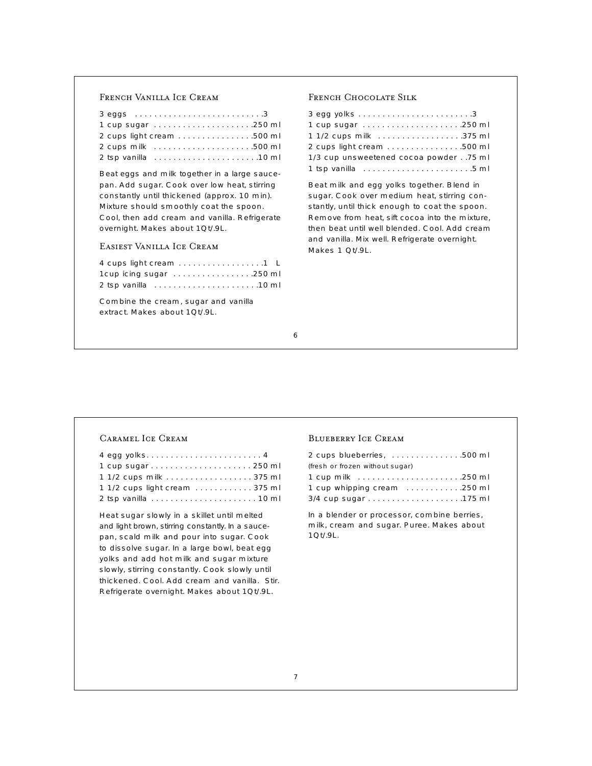### French Vanilla Ice Cream

3 eggs . . . . . . . . . . . . . . . . . . . . . . . . . . .3
1 cup sugar . . . . . . . . . . . . . . . . . . . . .250 ml
2 cups light cream . . . . . . . . . . . . . . . .500 ml
2 cups milk . . . . . . . . . . . . . . . . . . . . .500 ml
2 tsp vanilla . . . . . . . . . . . . . . . . . . . . . .10 ml

Beat eggs and milk together in a large saucepan. Add sugar. Cook over low heat, stirring constantly until thickened (approx. 10 min). Mixture should smoothly coat the spoon. Cool, then add cream and vanilla. Refrigerate overnight. Makes about 1Qt/.9L.

### Easiest Vanilla Ice Cream

4 cups light cream . . . . . . . . . . . . . . . . . .1 L
1cup icing sugar . . . . . . . . . . . . . . . . .250 ml
2 tsp vanilla . . . . . . . . . . . . . . . . . . . . . .10 ml

Combine the cream, sugar and vanilla extract. Makes about 1Qt/.9L.

### French Chocolate Silk

3 egg yolks . . . . . . . . . . . . . . . . . . . . . . . .3
1 cup sugar . . . . . . . . . . . . . . . . . . . . .250 ml
1 1/2 cups milk . . . . . . . . . . . . . . . . . .375 ml
2 cups light cream . . . . . . . . . . . . . . . .500 ml
1/3 cup unsweetened cocoa powder . .75 ml
1 tsp vanilla . . . . . . . . . . . . . . . . . . . . . . .5 ml

Beat milk and egg yolks together. Blend in sugar. Cook over medium heat, stirring constantly, until thick enough to coat the spoon. Remove from heat, sift cocoa into the mixture, then beat until well blended. Cool. Add cream and vanilla. Mix well. Refrigerate overnight. Makes 1 Qt/.9L.

### Caramel Ice Cream

4 egg yolks. . . . . . . . . . . . . . . . . . . . . . . . 4
1 cup sugar . . . . . . . . . . . . . . . . . . . . . 250 ml
1 1/2 cups milk . . . . . . . . . . . . . . . . . . 375 ml
1 1/2 cups light cream . . . . . . . . . . . . 375 ml
2 tsp vanilla . . . . . . . . . . . . . . . . . . . . . . 10 ml

Heat sugar slowly in a skillet until melted and light brown, stirring constantly. In a saucepan, scald milk and pour into sugar. Cook to dissolve sugar. In a large bowl, beat egg yolks and add hot milk and sugar mixture slowly, stirring constantly. Cook slowly until thickened. Cool. Add cream and vanilla. Stir. Refrigerate overnight. Makes about 1Qt/.9L.

### Blueberry Ice Cream

2 cups blueberries, . . . . . . . . . . . . . . .500 ml
(fresh or frozen without sugar)
1 cup milk . . . . . . . . . . . . . . . . . . . . . .250 ml
1 cup whipping cream . . . . . . . . . . . .250 ml
3/4 cup sugar . . . . . . . . . . . . . . . . . . . .175 ml

In a blender or processor, combine berries, milk, cream and sugar. Puree. Makes about 1Qt/.9L.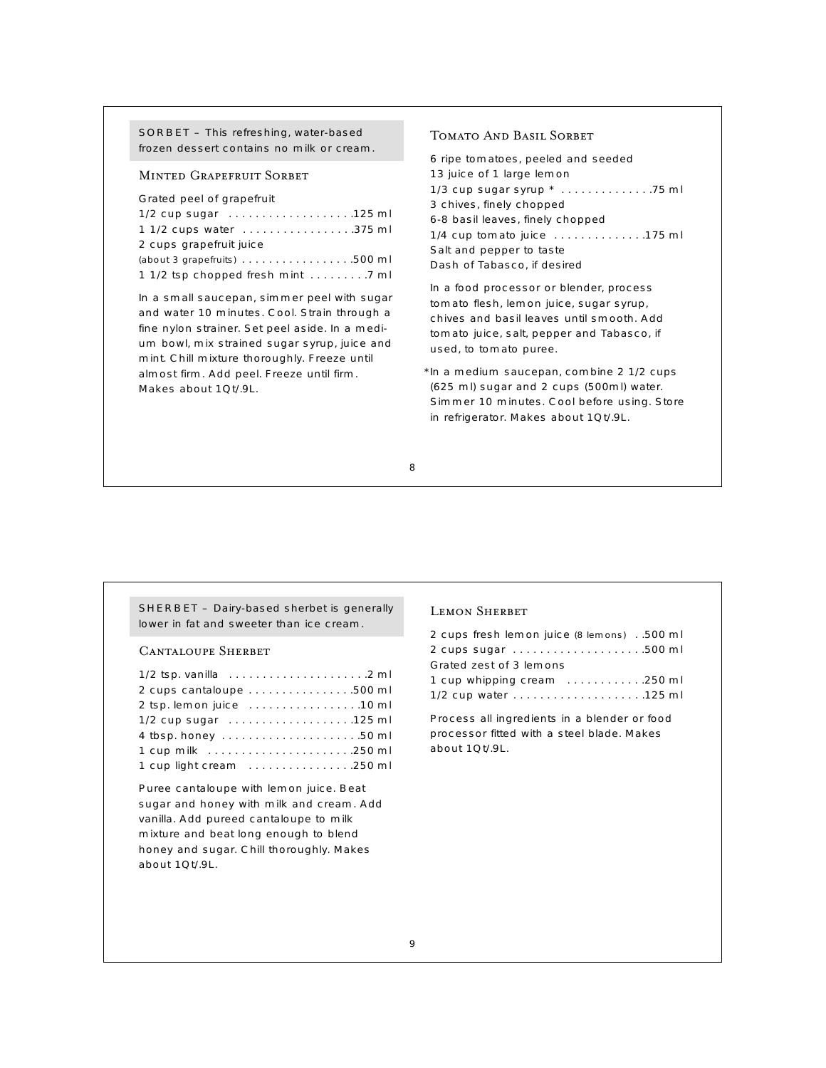SORBET – This refreshing, water-based frozen dessert contains no milk or cream.

### Minted Grapefruit Sorbet

Grated peel of grapefruit
1/2 cup sugar . . . . . . . . . . . . . . . . . . .125 ml
1 1/2 cups water . . . . . . . . . . . . . . . . .375 ml
2 cups grapefruit juice
(about 3 grapefruits) . . . . . . . . . . . . . . . . .500 ml
1 1/2 tsp chopped fresh mint . . . . . . . . .7 ml

In a small saucepan, simmer peel with sugar and water 10 minutes. Cool. Strain through a fine nylon strainer. Set peel aside. In a medium bowl, mix strained sugar syrup, juice and mint. Chill mixture thoroughly. Freeze until almost firm. Add peel. Freeze until firm. Makes about 1Qt/.9L.

### Tomato And Basil Sorbet

6 ripe tomatoes, peeled and seeded
13 juice of 1 large lemon
1/3 cup sugar syrup * . . . . . . . . . . . . . .75 ml
3 chives, finely chopped
6-8 basil leaves, finely chopped
1/4 cup tomato juice . . . . . . . . . . . . . .175 ml
Salt and pepper to taste
Dash of Tabasco, if desired

In a food processor or blender, process tomato flesh, lemon juice, sugar syrup, chives and basil leaves until smooth. Add tomato juice, salt, pepper and Tabasco, if used, to tomato puree.

*In a medium saucepan, combine 2 1/2 cups (625 ml) sugar and 2 cups (500ml) water. Simmer 10 minutes. Cool before using. Store in refrigerator. Makes about 1Qt/.9L.

SHERBET – Dairy-based sherbet is generally lower in fat and sweeter than ice cream.

### Cantaloupe Sherbet

1/2 tsp. vanilla . . . . . . . . . . . . . . . . . . . . .2 ml
2 cups cantaloupe . . . . . . . . . . . . . . . .500 ml
2 tsp. lemon juice . . . . . . . . . . . . . . . . .10 ml
1/2 cup sugar . . . . . . . . . . . . . . . . . . .125 ml
4 tbsp. honey . . . . . . . . . . . . . . . . . . . . .50 ml
1 cup milk . . . . . . . . . . . . . . . . . . . . . .250 ml
1 cup light cream . . . . . . . . . . . . . . . .250 ml

Puree cantaloupe with lemon juice. Beat sugar and honey with milk and cream. Add vanilla. Add pureed cantaloupe to milk mixture and beat long enough to blend honey and sugar. Chill thoroughly. Makes about 1Qt/.9L.

### Lemon Sherbet

2 cups fresh lemon juice (8 lemons) . .500 ml
2 cups sugar . . . . . . . . . . . . . . . . . . . .500 ml
Grated zest of 3 lemons
1 cup whipping cream . . . . . . . . . . . .250 ml
1/2 cup water . . . . . . . . . . . . . . . . . . . .125 ml

Process all ingredients in a blender or food processor fitted with a steel blade. Makes about 1Qt/.9L.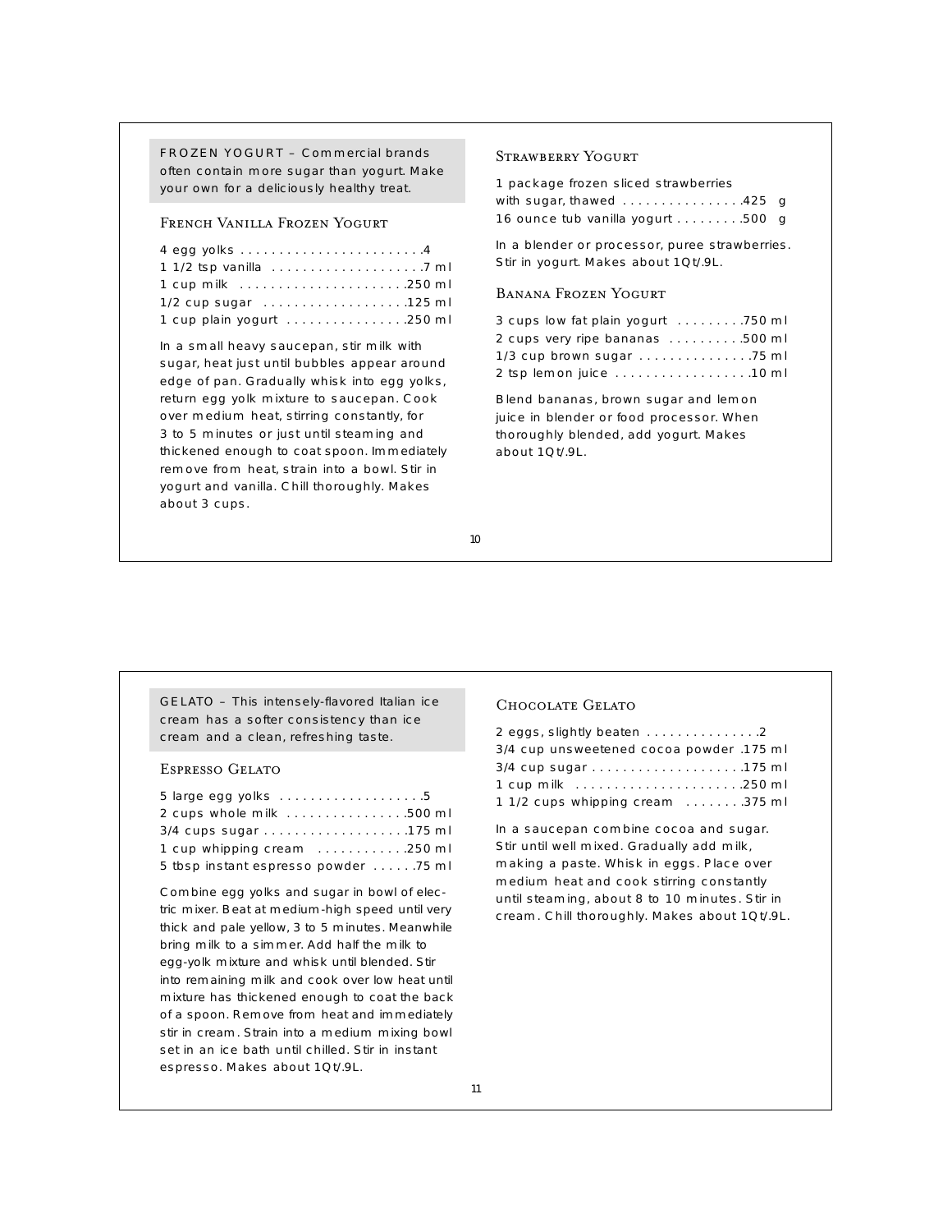FROZEN YOGURT – Commercial brands often contain more sugar than yogurt. Make your own for a deliciously healthy treat.

### French Vanilla Frozen Yogurt

4 egg yolks . . . . . . . . . . . . . . . . . . . . . . . .4
1 1/2 tsp vanilla . . . . . . . . . . . . . . . . . . . .7 ml
1 cup milk . . . . . . . . . . . . . . . . . . . . . .250 ml
1/2 cup sugar . . . . . . . . . . . . . . . . . . .125 ml
1 cup plain yogurt . . . . . . . . . . . . . . . .250 ml

In a small heavy saucepan, stir milk with sugar, heat just until bubbles appear around edge of pan. Gradually whisk into egg yolks, return egg yolk mixture to saucepan. Cook over medium heat, stirring constantly, for 3 to 5 minutes or just until steaming and thickened enough to coat spoon. Immediately remove from heat, strain into a bowl. Stir in yogurt and vanilla. Chill thoroughly. Makes about 3 cups.

### Strawberry Yogurt

1 package frozen sliced strawberries with sugar, thawed . . . . . . . . . . . . . . . .425 g
16 ounce tub vanilla yogurt . . . . . . . . .500 g

In a blender or processor, puree strawberries. Stir in yogurt. Makes about 1Qt/.9L.

### Banana Frozen Yogurt

3 cups low fat plain yogurt . . . . . . . . .750 ml
2 cups very ripe bananas . . . . . . . . . .500 ml
1/3 cup brown sugar . . . . . . . . . . . . . . .75 ml
2 tsp lemon juice . . . . . . . . . . . . . . . . . .10 ml

Blend bananas, brown sugar and lemon juice in blender or food processor. When thoroughly blended, add yogurt. Makes about 1Qt/.9L.

GELATO – This intensely-flavored Italian ice cream has a softer consistency than ice cream and a clean, refreshing taste.

### Espresso Gelato

5 large egg yolks . . . . . . . . . . . . . . . . . . .5
2 cups whole milk . . . . . . . . . . . . . . . .500 ml
3/4 cups sugar . . . . . . . . . . . . . . . . . . .175 ml
1 cup whipping cream . . . . . . . . . . . .250 ml
5 tbsp instant espresso powder . . . . . .75 ml

Combine egg yolks and sugar in bowl of electric mixer. Beat at medium-high speed until very thick and pale yellow, 3 to 5 minutes. Meanwhile bring milk to a simmer. Add half the milk to egg-yolk mixture and whisk until blended. Stir into remaining milk and cook over low heat until mixture has thickened enough to coat the back of a spoon. Remove from heat and immediately stir in cream. Strain into a medium mixing bowl set in an ice bath until chilled. Stir in instant espresso. Makes about 1Qt/.9L.

### Chocolate Gelato

2 eggs, slightly beaten . . . . . . . . . . . . . . .2
3/4 cup unsweetened cocoa powder .175 ml
3/4 cup sugar . . . . . . . . . . . . . . . . . . . .175 ml
1 cup milk . . . . . . . . . . . . . . . . . . . . . .250 ml
1 1/2 cups whipping cream . . . . . . . .375 ml

In a saucepan combine cocoa and sugar. Stir until well mixed. Gradually add milk, making a paste. Whisk in eggs. Place over medium heat and cook stirring constantly until steaming, about 8 to 10 minutes. Stir in cream. Chill thoroughly. Makes about 1Qt/.9L.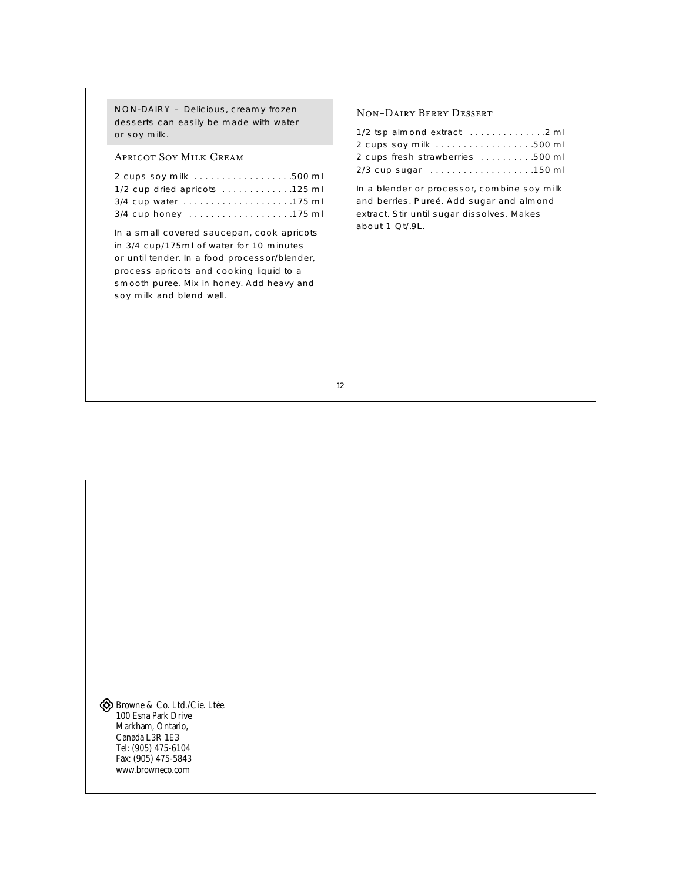NON-DAIRY – Delicious, creamy frozen desserts can easily be made with water or soy milk.

### Apricot Soy Milk Cream

2 cups soy milk . . . . . . . . . . . . . . . . . .500 ml
1/2 cup dried apricots . . . . . . . . . . . . .125 ml
3/4 cup water . . . . . . . . . . . . . . . . . . . .175 ml
3/4 cup honey . . . . . . . . . . . . . . . . . . .175 ml

In a small covered saucepan, cook apricots in 3/4 cup/175ml of water for 10 minutes or until tender. In a food processor/blender, process apricots and cooking liquid to a smooth puree. Mix in honey. Add heavy and soy milk and blend well.

### Non-Dairy Berry Dessert

1/2 tsp almond extract . . . . . . . . . . . . . .2 ml
2 cups soy milk . . . . . . . . . . . . . . . . . .500 ml
2 cups fresh strawberries . . . . . . . . . .500 ml
2/3 cup sugar . . . . . . . . . . . . . . . . . . .150 ml

In a blender or processor, combine soy milk and berries. Pureé. Add sugar and almond extract. Stir until sugar dissolves. Makes about 1 Qt/.9L.

Browne & Co. Ltd./Cie. Ltée.
100 Esna Park Drive
Markham, Ontario,
Canada L3R 1E3
Tel: (905) 475-6104
Fax: (905) 475-5843
www.browneco.com